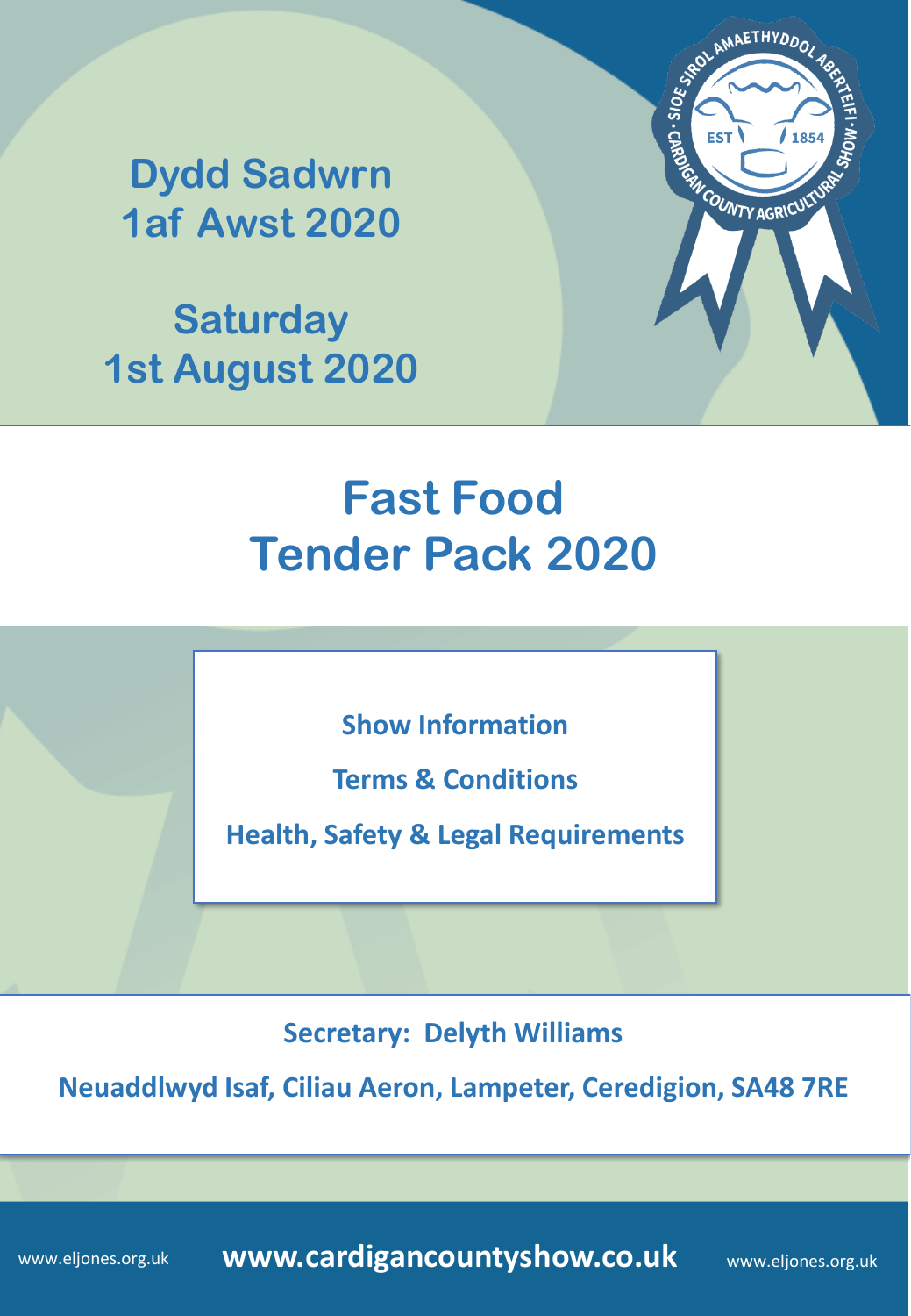**Dydd Sadwrn**
**1af Awst 2020**

**Saturday**
**1st August 2020**

SIOE SIROL AMAETHYDDOL ABERTEIFI · CARDIGAN COUNTY AGRICULTURAL SHOW · EST 1854

# Fast Food Tender Pack 2020

**Show Information**

**Terms & Conditions**

**Health, Safety & Legal Requirements**

**Secretary: Delyth Williams**

**Neuaddlwyd Isaf, Ciliau Aeron, Lampeter, Ceredigion, SA48 7RE**

www.eljones.org.uk **www.cardigancountyshow.co.uk** www.eljones.org.uk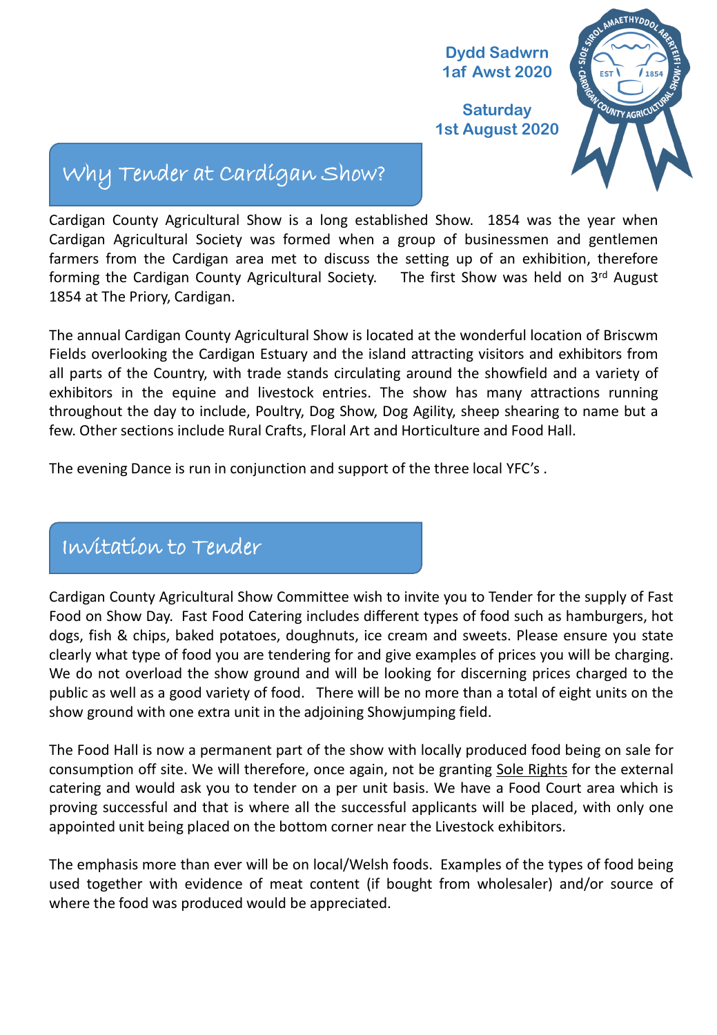Dydd Sadwrn
1af Awst 2020

Saturday
1st August 2020

## Why Tender at Cardigan Show?

Cardigan County Agricultural Show is a long established Show. 1854 was the year when Cardigan Agricultural Society was formed when a group of businessmen and gentlemen farmers from the Cardigan area met to discuss the setting up of an exhibition, therefore forming the Cardigan County Agricultural Society. The first Show was held on 3rd August 1854 at The Priory, Cardigan.

The annual Cardigan County Agricultural Show is located at the wonderful location of Briscwm Fields overlooking the Cardigan Estuary and the island attracting visitors and exhibitors from all parts of the Country, with trade stands circulating around the showfield and a variety of exhibitors in the equine and livestock entries. The show has many attractions running throughout the day to include, Poultry, Dog Show, Dog Agility, sheep shearing to name but a few. Other sections include Rural Crafts, Floral Art and Horticulture and Food Hall.

The evening Dance is run in conjunction and support of the three local YFC's .

## Invitation to Tender

Cardigan County Agricultural Show Committee wish to invite you to Tender for the supply of Fast Food on Show Day. Fast Food Catering includes different types of food such as hamburgers, hot dogs, fish & chips, baked potatoes, doughnuts, ice cream and sweets. Please ensure you state clearly what type of food you are tendering for and give examples of prices you will be charging. We do not overload the show ground and will be looking for discerning prices charged to the public as well as a good variety of food. There will be no more than a total of eight units on the show ground with one extra unit in the adjoining Showjumping field.

The Food Hall is now a permanent part of the show with locally produced food being on sale for consumption off site. We will therefore, once again, not be granting Sole Rights for the external catering and would ask you to tender on a per unit basis. We have a Food Court area which is proving successful and that is where all the successful applicants will be placed, with only one appointed unit being placed on the bottom corner near the Livestock exhibitors.

The emphasis more than ever will be on local/Welsh foods. Examples of the types of food being used together with evidence of meat content (if bought from wholesaler) and/or source of where the food was produced would be appreciated.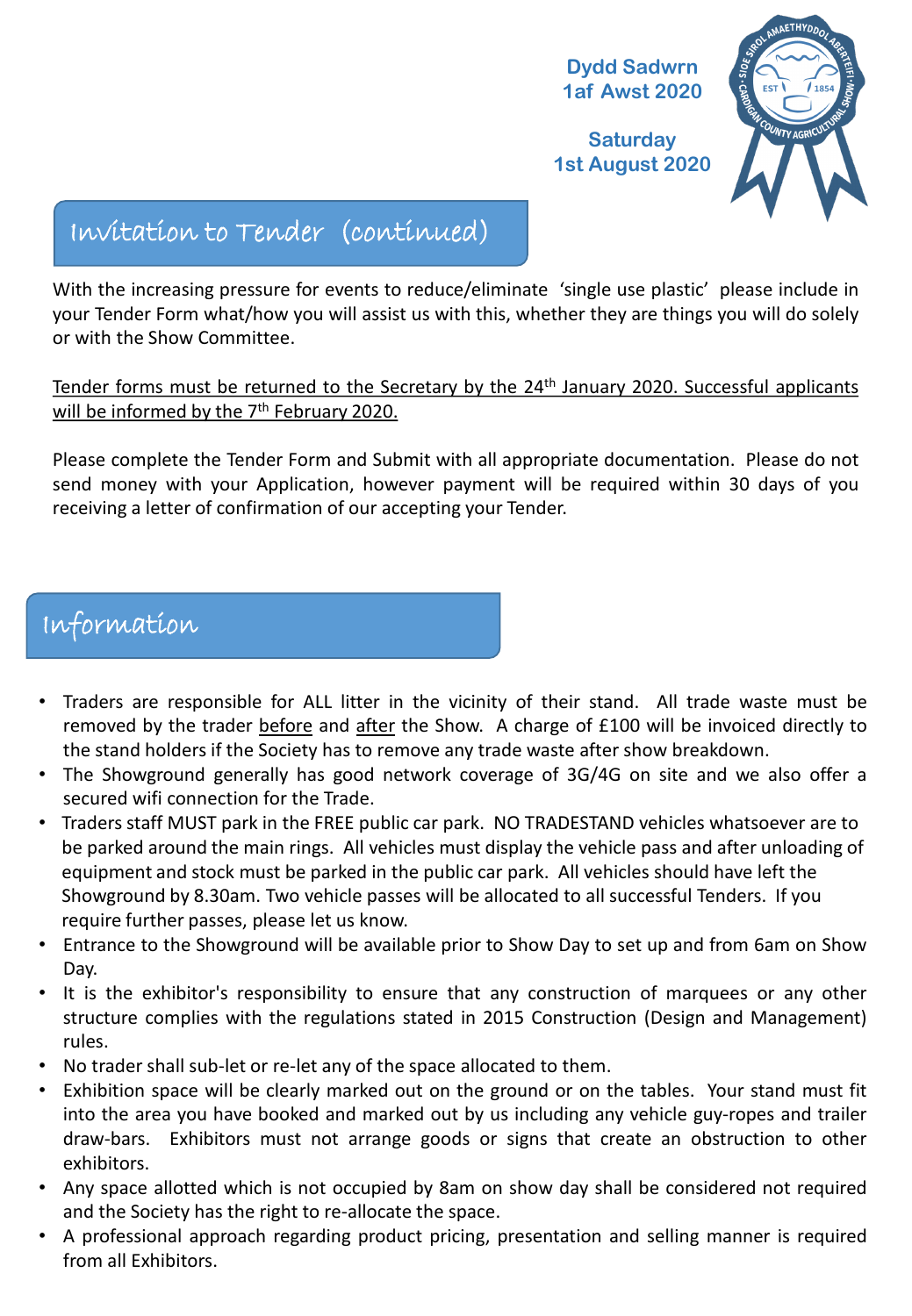Dydd Sadwrn
1af Awst 2020

Saturday
1st August 2020

## Invitation to Tender (continued)

With the increasing pressure for events to reduce/eliminate 'single use plastic' please include in your Tender Form what/how you will assist us with this, whether they are things you will do solely or with the Show Committee.

Tender forms must be returned to the Secretary by the 24th January 2020. Successful applicants will be informed by the 7th February 2020.

Please complete the Tender Form and Submit with all appropriate documentation. Please do not send money with your Application, however payment will be required within 30 days of you receiving a letter of confirmation of our accepting your Tender.

## Information

- Traders are responsible for ALL litter in the vicinity of their stand. All trade waste must be removed by the trader before and after the Show. A charge of £100 will be invoiced directly to the stand holders if the Society has to remove any trade waste after show breakdown.
- The Showground generally has good network coverage of 3G/4G on site and we also offer a secured wifi connection for the Trade.
- Traders staff MUST park in the FREE public car park. NO TRADESTAND vehicles whatsoever are to be parked around the main rings. All vehicles must display the vehicle pass and after unloading of equipment and stock must be parked in the public car park. All vehicles should have left the Showground by 8.30am. Two vehicle passes will be allocated to all successful Tenders. If you require further passes, please let us know.
- Entrance to the Showground will be available prior to Show Day to set up and from 6am on Show Day.
- It is the exhibitor's responsibility to ensure that any construction of marquees or any other structure complies with the regulations stated in 2015 Construction (Design and Management) rules.
- No trader shall sub-let or re-let any of the space allocated to them.
- Exhibition space will be clearly marked out on the ground or on the tables. Your stand must fit into the area you have booked and marked out by us including any vehicle guy-ropes and trailer draw-bars. Exhibitors must not arrange goods or signs that create an obstruction to other exhibitors.
- Any space allotted which is not occupied by 8am on show day shall be considered not required and the Society has the right to re-allocate the space.
- A professional approach regarding product pricing, presentation and selling manner is required from all Exhibitors.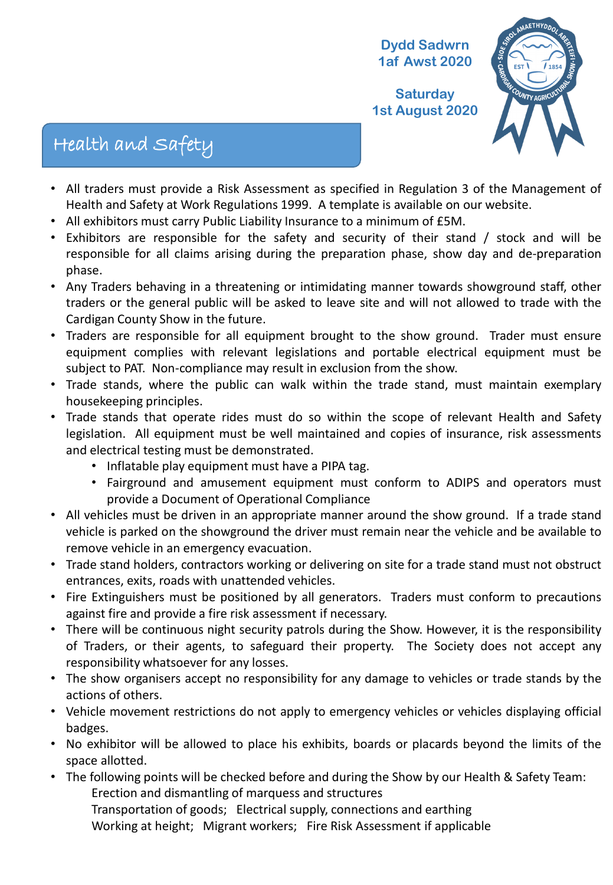Dydd Sadwrn
1af Awst 2020

Saturday
1st August 2020

## Health and Safety

- All traders must provide a Risk Assessment as specified in Regulation 3 of the Management of Health and Safety at Work Regulations 1999. A template is available on our website.
- All exhibitors must carry Public Liability Insurance to a minimum of £5M.
- Exhibitors are responsible for the safety and security of their stand / stock and will be responsible for all claims arising during the preparation phase, show day and de-preparation phase.
- Any Traders behaving in a threatening or intimidating manner towards showground staff, other traders or the general public will be asked to leave site and will not allowed to trade with the Cardigan County Show in the future.
- Traders are responsible for all equipment brought to the show ground. Trader must ensure equipment complies with relevant legislations and portable electrical equipment must be subject to PAT. Non-compliance may result in exclusion from the show.
- Trade stands, where the public can walk within the trade stand, must maintain exemplary housekeeping principles.
- Trade stands that operate rides must do so within the scope of relevant Health and Safety legislation. All equipment must be well maintained and copies of insurance, risk assessments and electrical testing must be demonstrated.
  - Inflatable play equipment must have a PIPA tag.
  - Fairground and amusement equipment must conform to ADIPS and operators must provide a Document of Operational Compliance
- All vehicles must be driven in an appropriate manner around the show ground. If a trade stand vehicle is parked on the showground the driver must remain near the vehicle and be available to remove vehicle in an emergency evacuation.
- Trade stand holders, contractors working or delivering on site for a trade stand must not obstruct entrances, exits, roads with unattended vehicles.
- Fire Extinguishers must be positioned by all generators. Traders must conform to precautions against fire and provide a fire risk assessment if necessary.
- There will be continuous night security patrols during the Show. However, it is the responsibility of Traders, or their agents, to safeguard their property. The Society does not accept any responsibility whatsoever for any losses.
- The show organisers accept no responsibility for any damage to vehicles or trade stands by the actions of others.
- Vehicle movement restrictions do not apply to emergency vehicles or vehicles displaying official badges.
- No exhibitor will be allowed to place his exhibits, boards or placards beyond the limits of the space allotted.
- The following points will be checked before and during the Show by our Health & Safety Team:
  Erection and dismantling of marquess and structures
  Transportation of goods; Electrical supply, connections and earthing
  Working at height; Migrant workers; Fire Risk Assessment if applicable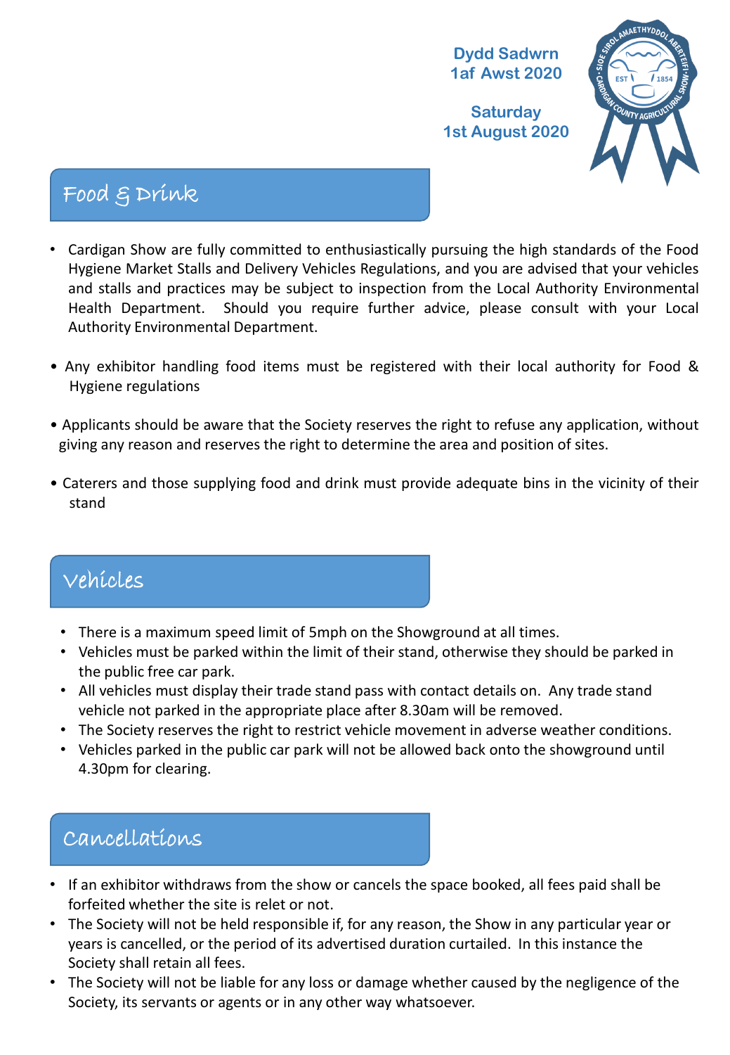Dydd Sadwrn
1af Awst 2020

Saturday
1st August 2020

## Food & Drink

- Cardigan Show are fully committed to enthusiastically pursuing the high standards of the Food Hygiene Market Stalls and Delivery Vehicles Regulations, and you are advised that your vehicles and stalls and practices may be subject to inspection from the Local Authority Environmental Health Department. Should you require further advice, please consult with your Local Authority Environmental Department.
- Any exhibitor handling food items must be registered with their local authority for Food & Hygiene regulations
- Applicants should be aware that the Society reserves the right to refuse any application, without giving any reason and reserves the right to determine the area and position of sites.
- Caterers and those supplying food and drink must provide adequate bins in the vicinity of their stand

## Vehicles

- There is a maximum speed limit of 5mph on the Showground at all times.
- Vehicles must be parked within the limit of their stand, otherwise they should be parked in the public free car park.
- All vehicles must display their trade stand pass with contact details on. Any trade stand vehicle not parked in the appropriate place after 8.30am will be removed.
- The Society reserves the right to restrict vehicle movement in adverse weather conditions.
- Vehicles parked in the public car park will not be allowed back onto the showground until 4.30pm for clearing.

## Cancellations

- If an exhibitor withdraws from the show or cancels the space booked, all fees paid shall be forfeited whether the site is relet or not.
- The Society will not be held responsible if, for any reason, the Show in any particular year or years is cancelled, or the period of its advertised duration curtailed. In this instance the Society shall retain all fees.
- The Society will not be liable for any loss or damage whether caused by the negligence of the Society, its servants or agents or in any other way whatsoever.